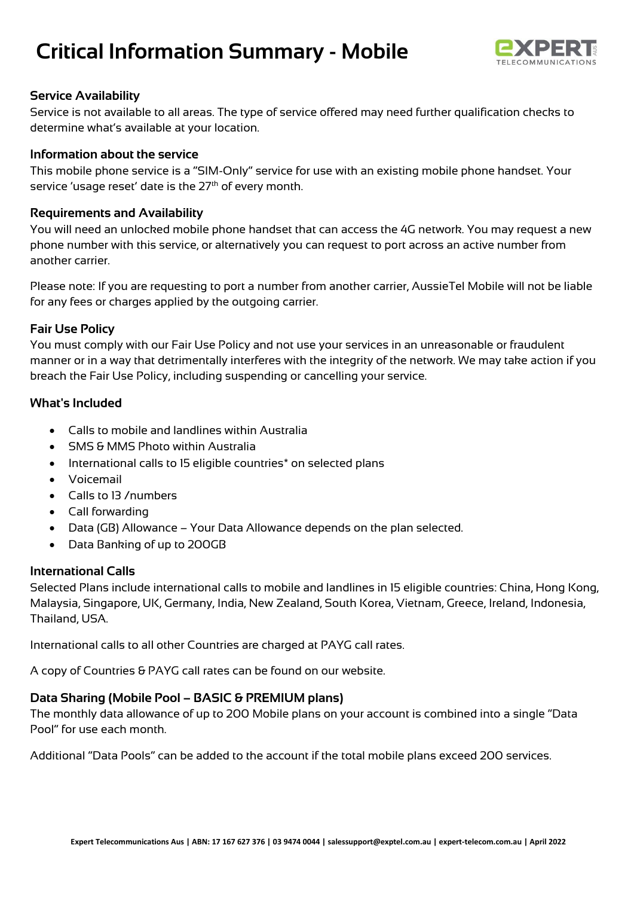# Critical Information Summary - Mobile

### Service Availability

Service is not available to all areas. The type of service offered may need further qualification checks to determine what's available at your location.

### Information about the service

This mobile phone service is a "SIM-Only" service for use with an existing mobile phone handset. Your service 'usage reset' date is the 27th of every month.

### Requirements and Availability

You will need an unlocked mobile phone handset that can access the 4G network. You may request a new phone number with this service, or alternatively you can request to port across an active number from another carrier.

Please note: If you are requesting to port a number from another carrier, AussieTel Mobile will not be liable for any fees or charges applied by the outgoing carrier.

### Fair Use Policy

You must comply with our Fair Use Policy and not use your services in an unreasonable or fraudulent manner or in a way that detrimentally interferes with the integrity of the network. We may take action if you breach the Fair Use Policy, including suspending or cancelling your service.

### What's Included

- Calls to mobile and landlines within Australia
- SMS & MMS Photo within Australia
- International calls to 15 eligible countries* on selected plans
- Voicemail
- Calls to 13 /numbers
- Call forwarding
- Data (GB) Allowance – Your Data Allowance depends on the plan selected.
- Data Banking of up to 200GB

### International Calls

Selected Plans include international calls to mobile and landlines in 15 eligible countries: China, Hong Kong, Malaysia, Singapore, UK, Germany, India, New Zealand, South Korea, Vietnam, Greece, Ireland, Indonesia, Thailand, USA.

International calls to all other Countries are charged at PAYG call rates.

A copy of Countries & PAYG call rates can be found on our website.

### Data Sharing (Mobile Pool – BASIC & PREMIUM plans)

The monthly data allowance of up to 200 Mobile plans on your account is combined into a single "Data Pool" for use each month.

Additional "Data Pools" can be added to the account if the total mobile plans exceed 200 services.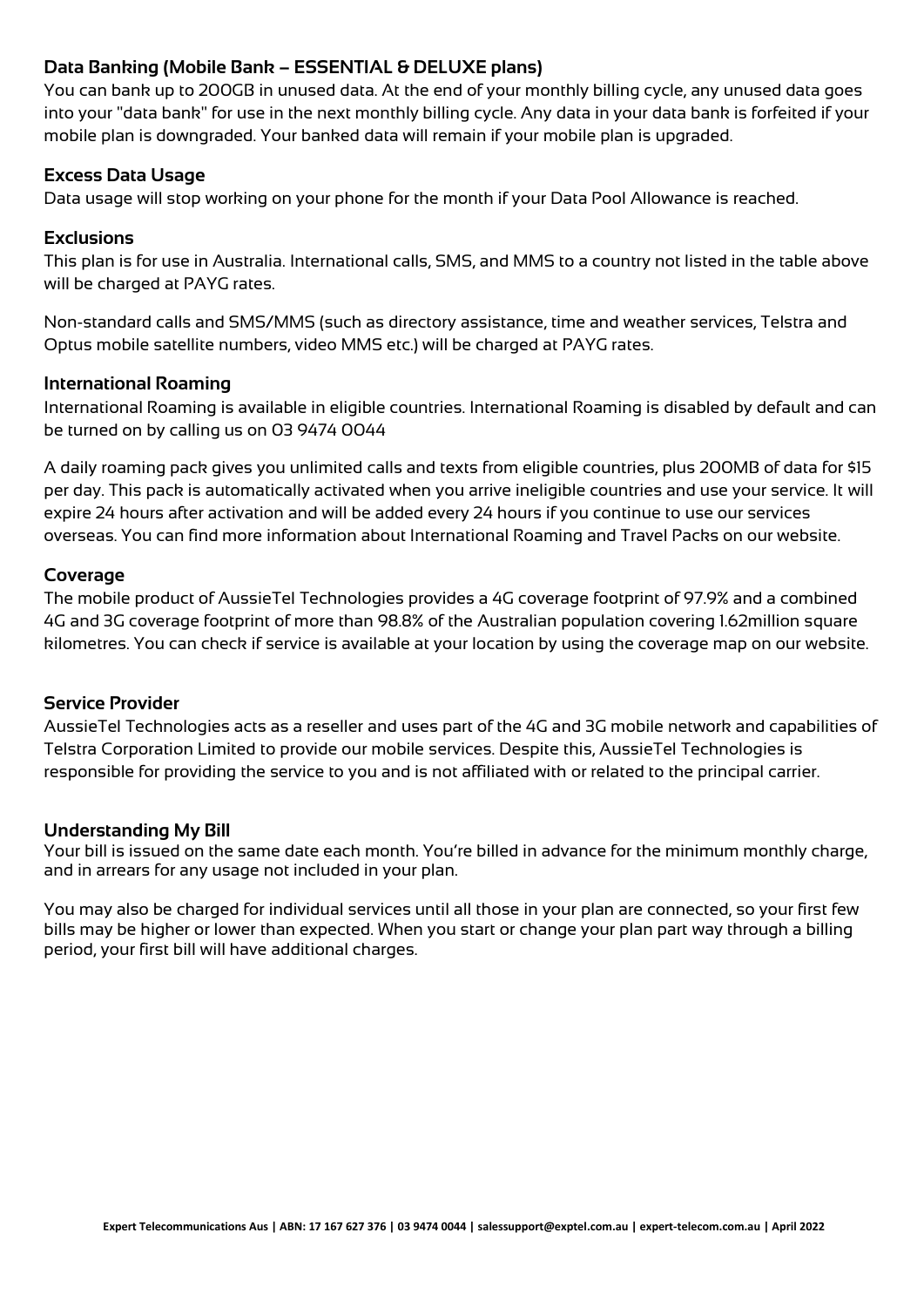### Data Banking (Mobile Bank – ESSENTIAL & DELUXE plans)

You can bank up to 200GB in unused data. At the end of your monthly billing cycle, any unused data goes into your "data bank" for use in the next monthly billing cycle. Any data in your data bank is forfeited if your mobile plan is downgraded. Your banked data will remain if your mobile plan is upgraded.

### Excess Data Usage

Data usage will stop working on your phone for the month if your Data Pool Allowance is reached.

### Exclusions

This plan is for use in Australia. International calls, SMS, and MMS to a country not listed in the table above will be charged at PAYG rates.

Non-standard calls and SMS/MMS (such as directory assistance, time and weather services, Telstra and Optus mobile satellite numbers, video MMS etc.) will be charged at PAYG rates.

### International Roaming

International Roaming is available in eligible countries. International Roaming is disabled by default and can be turned on by calling us on 03 9474 0044

A daily roaming pack gives you unlimited calls and texts from eligible countries, plus 200MB of data for $15 per day. This pack is automatically activated when you arrive ineligible countries and use your service. It will expire 24 hours after activation and will be added every 24 hours if you continue to use our services overseas. You can find more information about International Roaming and Travel Packs on our website.

### Coverage

The mobile product of AussieTel Technologies provides a 4G coverage footprint of 97.9% and a combined 4G and 3G coverage footprint of more than 98.8% of the Australian population covering 1.62million square kilometres. You can check if service is available at your location by using the coverage map on our website.

### Service Provider

AussieTel Technologies acts as a reseller and uses part of the 4G and 3G mobile network and capabilities of Telstra Corporation Limited to provide our mobile services. Despite this, AussieTel Technologies is responsible for providing the service to you and is not affiliated with or related to the principal carrier.

### Understanding My Bill

Your bill is issued on the same date each month. You're billed in advance for the minimum monthly charge, and in arrears for any usage not included in your plan.

You may also be charged for individual services until all those in your plan are connected, so your first few bills may be higher or lower than expected. When you start or change your plan part way through a billing period, your first bill will have additional charges.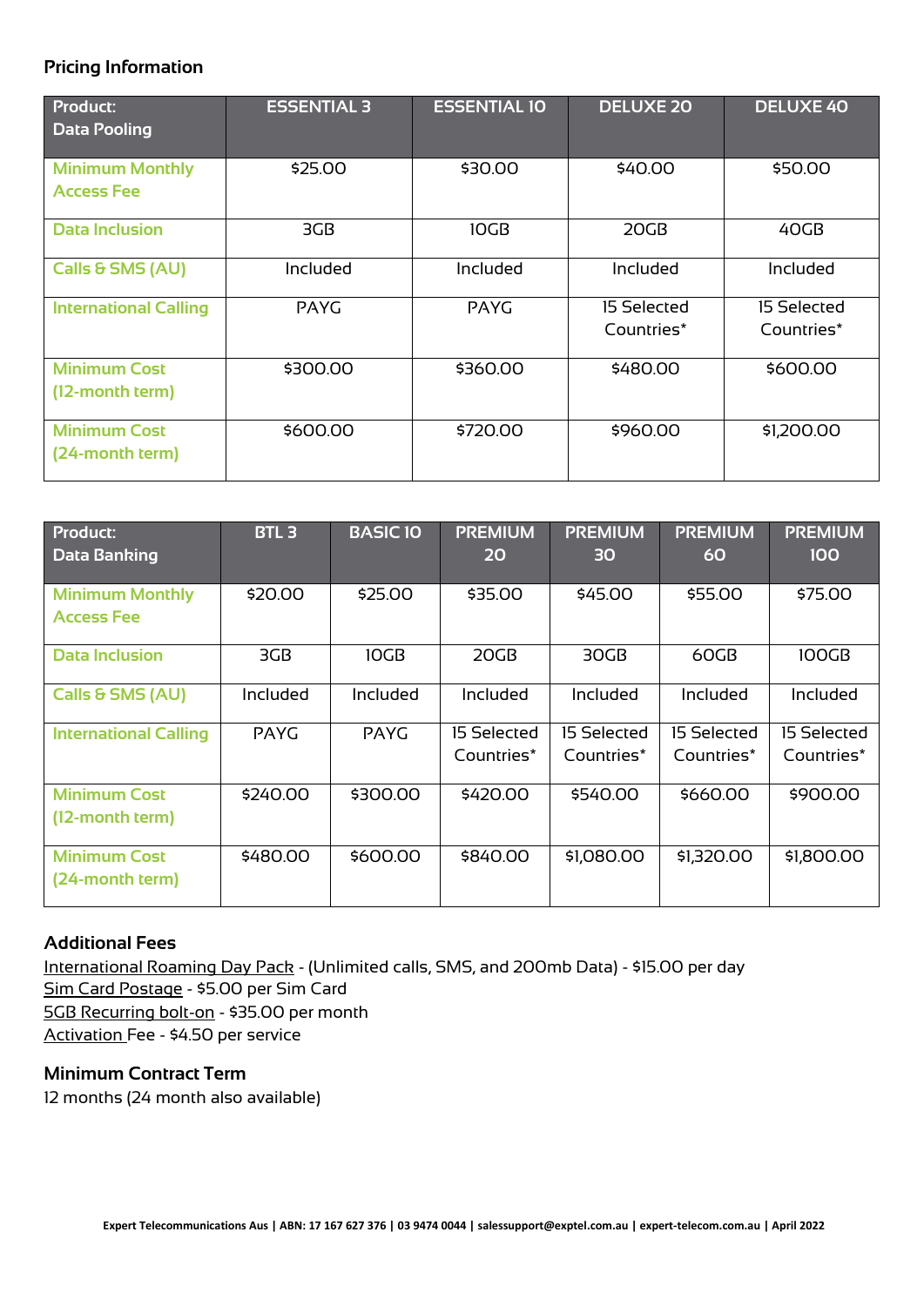## Pricing Information

| Product: Data Pooling | ESSENTIAL 3 | ESSENTIAL 10 | DELUXE 20 | DELUXE 40 |
|---|---|---|---|---|
| Minimum Monthly Access Fee | $25.00 | $30.00 | $40.00 | $50.00 |
| Data Inclusion | 3GB | 10GB | 20GB | 40GB |
| Calls & SMS (AU) | Included | Included | Included | Included |
| International Calling | PAYG | PAYG | 15 Selected Countries* | 15 Selected Countries* |
| Minimum Cost (12-month term) | $300.00 | $360.00 | $480.00 | $600.00 |
| Minimum Cost (24-month term) | $600.00 | $720.00 | $960.00 | $1,200.00 |

| Product: Data Banking | BTL 3 | BASIC 10 | PREMIUM 20 | PREMIUM 30 | PREMIUM 60 | PREMIUM 100 |
|---|---|---|---|---|---|---|
| Minimum Monthly Access Fee | $20.00 | $25.00 | $35.00 | $45.00 | $55.00 | $75.00 |
| Data Inclusion | 3GB | 10GB | 20GB | 30GB | 60GB | 100GB |
| Calls & SMS (AU) | Included | Included | Included | Included | Included | Included |
| International Calling | PAYG | PAYG | 15 Selected Countries* | 15 Selected Countries* | 15 Selected Countries* | 15 Selected Countries* |
| Minimum Cost (12-month term) | $240.00 | $300.00 | $420.00 | $540.00 | $660.00 | $900.00 |
| Minimum Cost (24-month term) | $480.00 | $600.00 | $840.00 | $1,080.00 | $1,320.00 | $1,800.00 |

### Additional Fees

International Roaming Day Pack - (Unlimited calls, SMS, and 200mb Data) - $15.00 per day
Sim Card Postage - $5.00 per Sim Card
5GB Recurring bolt-on - $35.00 per month
Activation Fee - $4.50 per service

### Minimum Contract Term

12 months (24 month also available)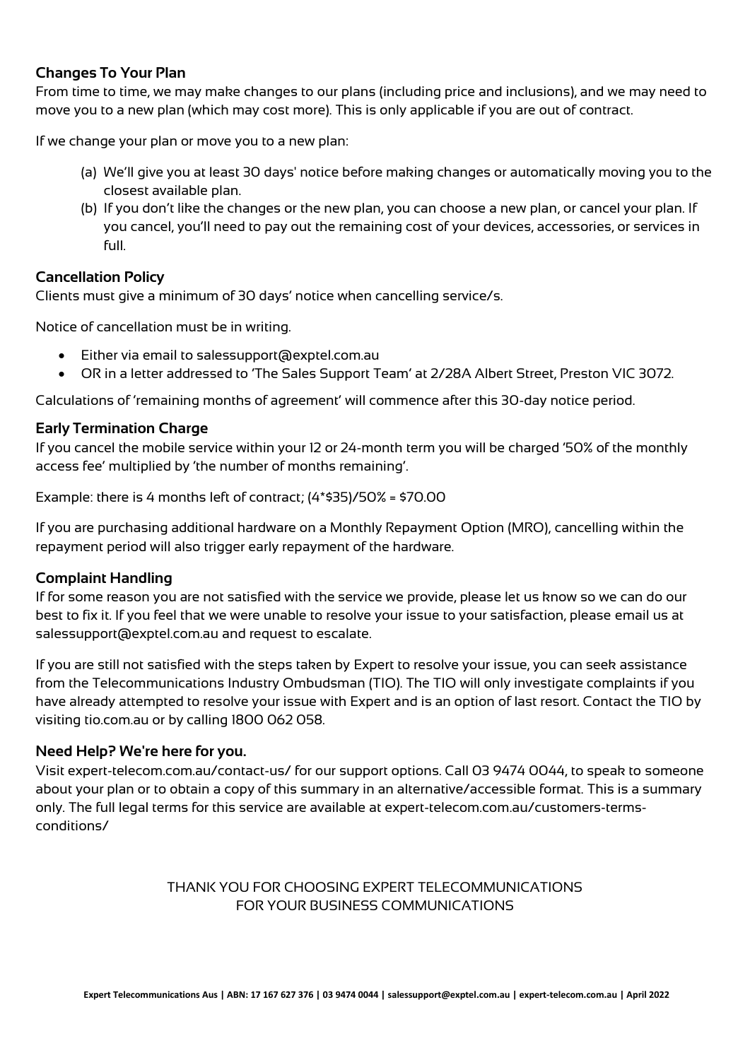### Changes To Your Plan

From time to time, we may make changes to our plans (including price and inclusions), and we may need to move you to a new plan (which may cost more). This is only applicable if you are out of contract.

If we change your plan or move you to a new plan:

(a) We'll give you at least 30 days' notice before making changes or automatically moving you to the closest available plan.
(b) If you don't like the changes or the new plan, you can choose a new plan, or cancel your plan. If you cancel, you'll need to pay out the remaining cost of your devices, accessories, or services in full.

### Cancellation Policy

Clients must give a minimum of 30 days' notice when cancelling service/s.

Notice of cancellation must be in writing.

- Either via email to salessupport@exptel.com.au
- OR in a letter addressed to 'The Sales Support Team' at 2/28A Albert Street, Preston VIC 3072.

Calculations of 'remaining months of agreement' will commence after this 30-day notice period.

### Early Termination Charge

If you cancel the mobile service within your 12 or 24-month term you will be charged '50% of the monthly access fee' multiplied by 'the number of months remaining'.

Example: there is 4 months left of contract; (4*$35)/50% = $70.00

If you are purchasing additional hardware on a Monthly Repayment Option (MRO), cancelling within the repayment period will also trigger early repayment of the hardware.

### Complaint Handling

If for some reason you are not satisfied with the service we provide, please let us know so we can do our best to fix it. If you feel that we were unable to resolve your issue to your satisfaction, please email us at salessupport@exptel.com.au and request to escalate.

If you are still not satisfied with the steps taken by Expert to resolve your issue, you can seek assistance from the Telecommunications Industry Ombudsman (TIO). The TIO will only investigate complaints if you have already attempted to resolve your issue with Expert and is an option of last resort. Contact the TIO by visiting tio.com.au or by calling 1800 062 058.

### Need Help? We're here for you.

Visit expert-telecom.com.au/contact-us/ for our support options. Call 03 9474 0044, to speak to someone about your plan or to obtain a copy of this summary in an alternative/accessible format. This is a summary only. The full legal terms for this service are available at expert-telecom.com.au/customers-terms-conditions/

THANK YOU FOR CHOOSING EXPERT TELECOMMUNICATIONS
FOR YOUR BUSINESS COMMUNICATIONS